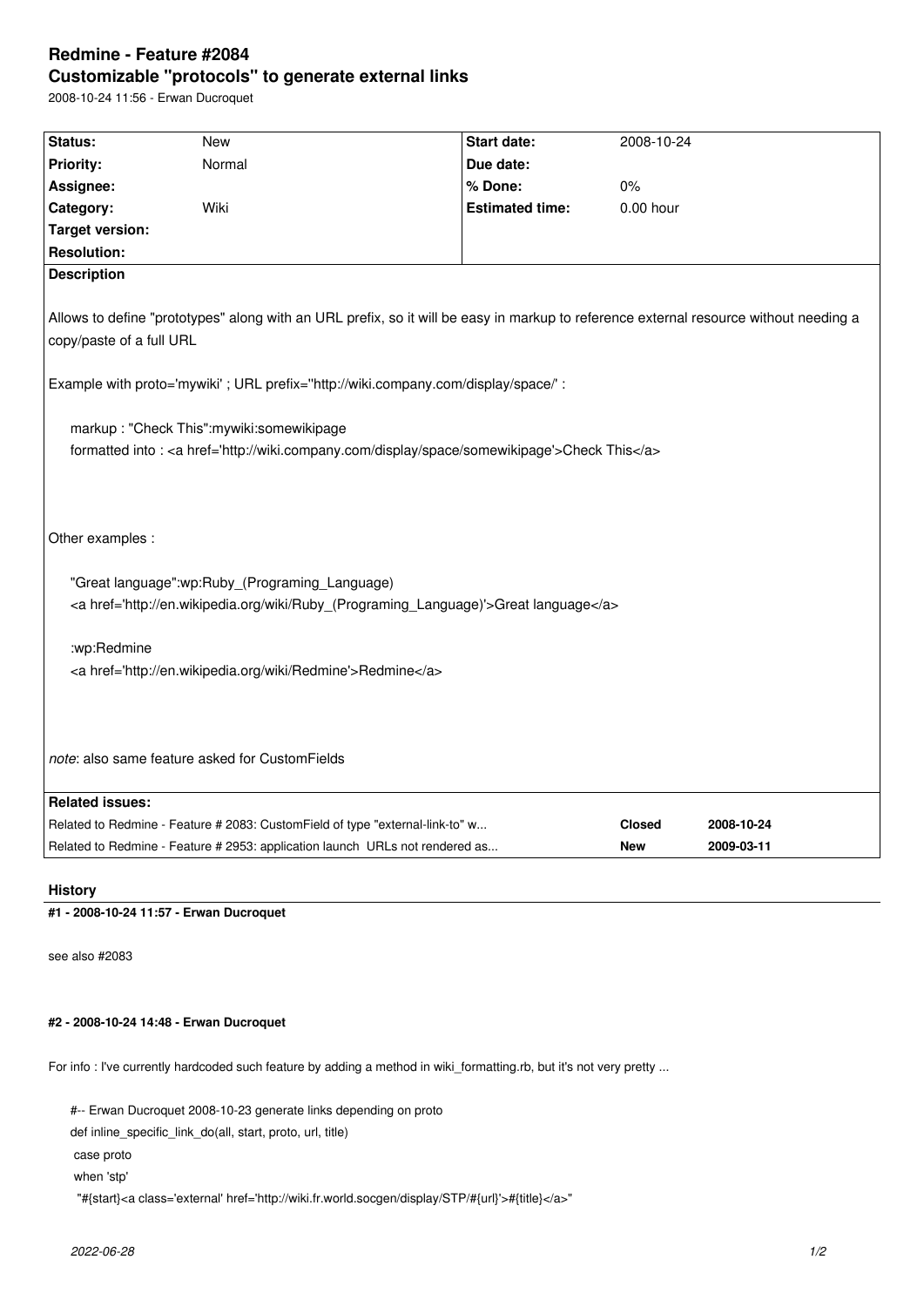# Redmine - Feature #2084

## Customizable "protocols" to generate external links

2008-10-24 11:56 - Erwan Ducroquet

| | | | |
|---|---|---|---|
| **Status:** | New | **Start date:** | 2008-10-24 |
| **Priority:** | Normal | **Due date:** | |
| **Assignee:** | | **% Done:** | 0% |
| **Category:** | Wiki | **Estimated time:** | 0.00 hour |
| **Target version:** | | | |
| **Resolution:** | | | |

**Description**

Allows to define "prototypes" along with an URL prefix, so it will be easy in markup to reference external resource without needing a copy/paste of a full URL

Example with proto='mywiki' ; URL prefix="http://wiki.company.com/display/space/' :

markup : "Check This":mywiki:somewikipage
formatted into : <a href='http://wiki.company.com/display/space/somewikipage'>Check This</a>

Other examples :

"Great language":wp:Ruby_(Programing_Language)
<a href='http://en.wikipedia.org/wiki/Ruby_(Programing_Language)'>Great language</a>

:wp:Redmine
<a href='http://en.wikipedia.org/wiki/Redmine'>Redmine</a>

*note*: also same feature asked for CustomFields

**Related issues:**

| | | |
|---|---|---|
| Related to Redmine - Feature # 2083: CustomField of type "external-link-to" w... | **Closed** | **2008-10-24** |
| Related to Redmine - Feature # 2953: application launch URLs not rendered as... | **New** | **2009-03-11** |

## History

#### #1 - 2008-10-24 11:57 - Erwan Ducroquet

see also #2083

#### #2 - 2008-10-24 14:48 - Erwan Ducroquet

For info : I've currently hardcoded such feature by adding a method in wiki_formatting.rb, but it's not very pretty ...

```
#-- Erwan Ducroquet 2008-10-23 generate links depending on proto
def inline_specific_link_do(all, start, proto, url, title)
 case proto
 when 'stp'
  "#{start}<a class='external' href='http://wiki.fr.world.socgen/display/STP/#{url}'>#{title}</a>"
```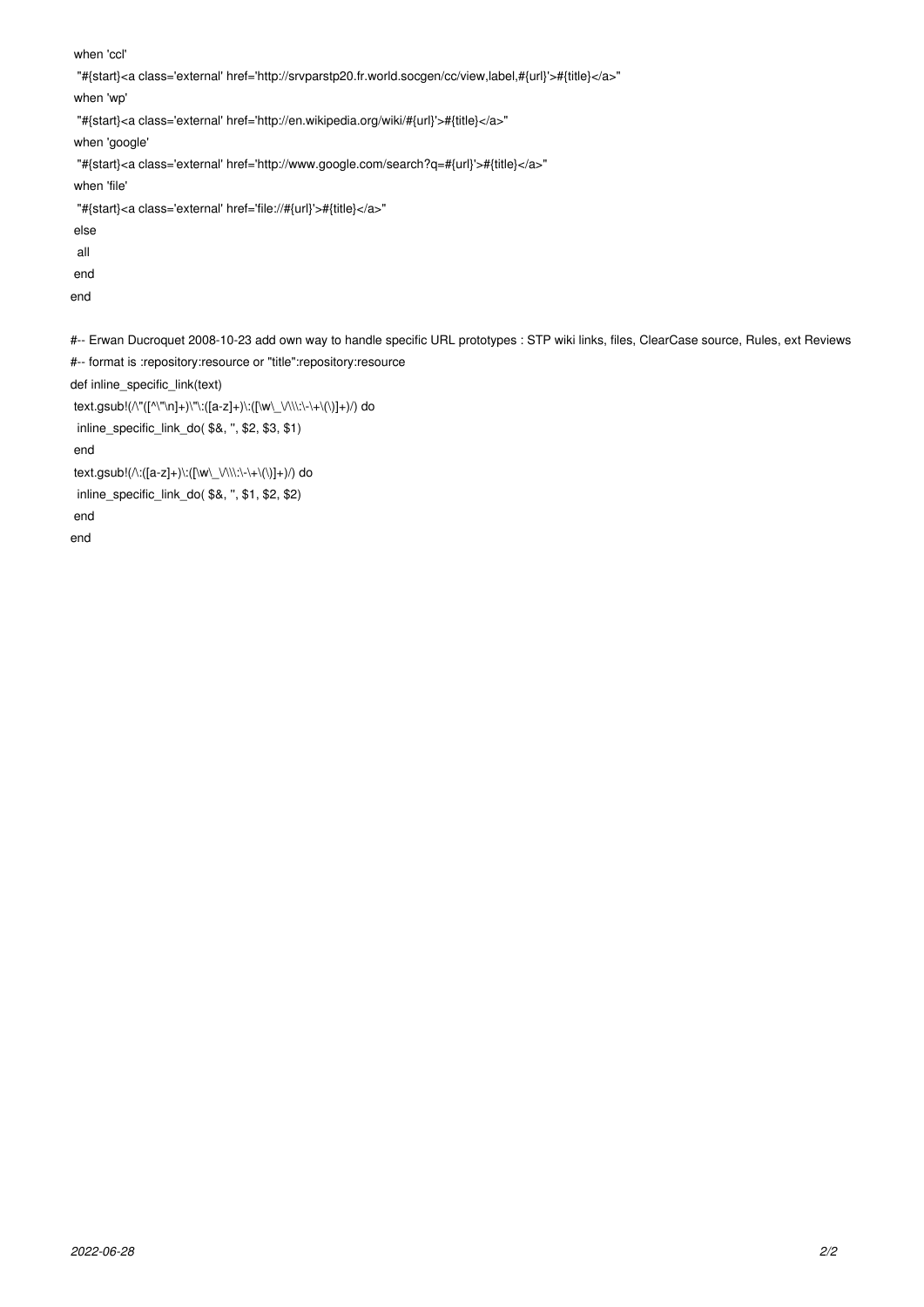```
 when 'ccl'
  "#{start}<a class='external' href='http://srvparstp20.fr.world.socgen/cc/view,label,#{url}'>#{title}</a>"
 when 'wp'
  "#{start}<a class='external' href='http://en.wikipedia.org/wiki/#{url}'>#{title}</a>"
 when 'google'
  "#{start}<a class='external' href='http://www.google.com/search?q=#{url}'>#{title}</a>"
 when 'file'
  "#{start}<a class='external' href='file://#{url}'>#{title}</a>"
 else
  all
 end
end

#-- Erwan Ducroquet 2008-10-23 add own way to handle specific URL prototypes : STP wiki links, files, ClearCase source, Rules, ext Reviews
#-- format is :repository:resource or "title":repository:resource
def inline_specific_link(text)
 text.gsub!(/\"([^\"\n]+)\"\:([a-z]+)\:([\w\_\/\\\:\-\+\(\)]+)/) do
  inline_specific_link_do( $&, '', $2, $3, $1)
 end
 text.gsub!(/\:([a-z]+)\:([\w\_\/\\\:\-\+\(\)]+)/) do
  inline_specific_link_do( $&, '', $1, $2, $2)
 end
end
```